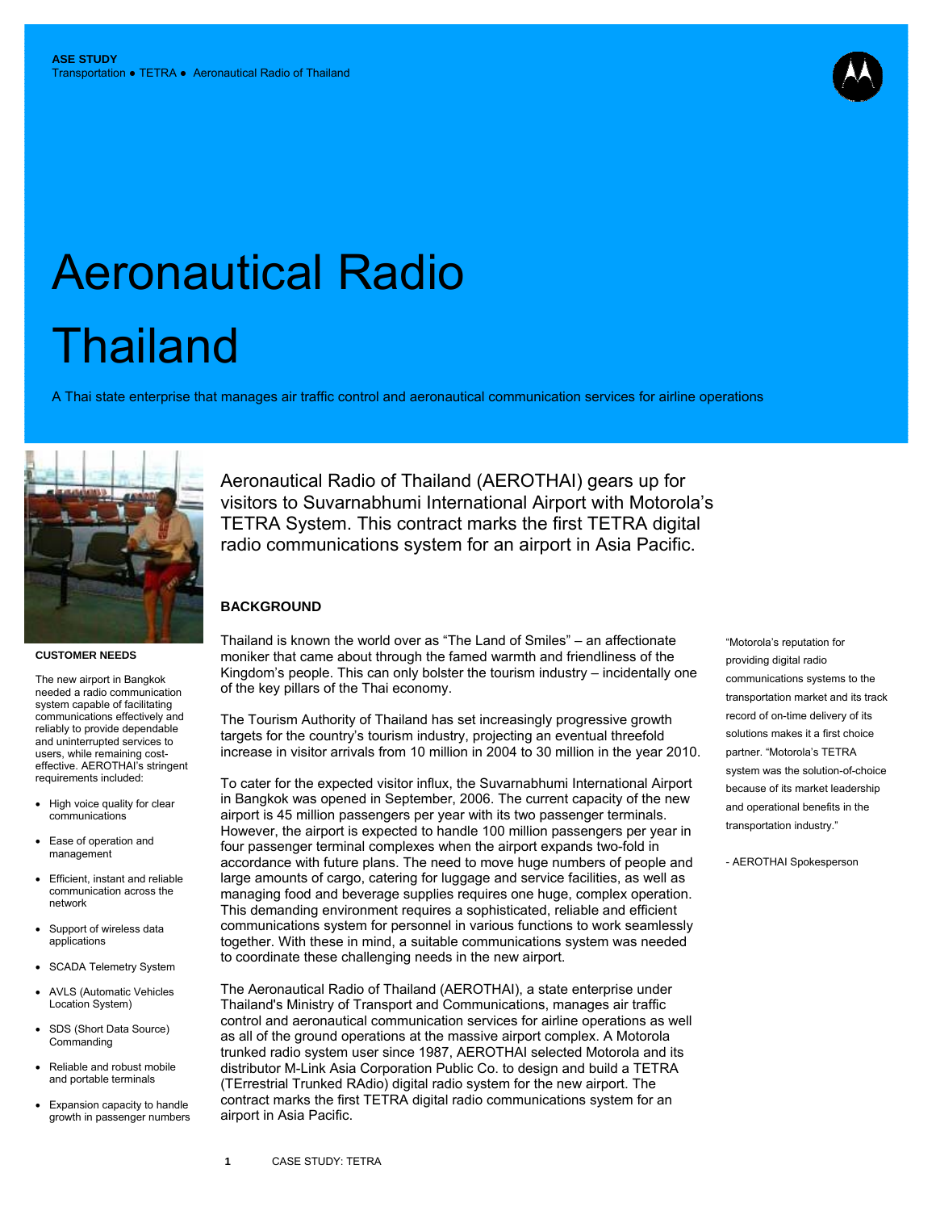ASE STUDY
Transportation ● TETRA ● Aeronautical Radio of Thailand

# Aeronautical Radio Thailand

A Thai state enterprise that manages air traffic control and aeronautical communication services for airline operations

Aeronautical Radio of Thailand (AEROTHAI) gears up for visitors to Suvarnabhumi International Airport with Motorola's TETRA System. This contract marks the first TETRA digital radio communications system for an airport in Asia Pacific.

## BACKGROUND

Thailand is known the world over as "The Land of Smiles" – an affectionate moniker that came about through the famed warmth and friendliness of the Kingdom's people. This can only bolster the tourism industry – incidentally one of the key pillars of the Thai economy.

The Tourism Authority of Thailand has set increasingly progressive growth targets for the country's tourism industry, projecting an eventual threefold increase in visitor arrivals from 10 million in 2004 to 30 million in the year 2010.

To cater for the expected visitor influx, the Suvarnabhumi International Airport in Bangkok was opened in September, 2006. The current capacity of the new airport is 45 million passengers per year with its two passenger terminals. However, the airport is expected to handle 100 million passengers per year in four passenger terminal complexes when the airport expands two-fold in accordance with future plans. The need to move huge numbers of people and large amounts of cargo, catering for luggage and service facilities, as well as managing food and beverage supplies requires one huge, complex operation. This demanding environment requires a sophisticated, reliable and efficient communications system for personnel in various functions to work seamlessly together. With these in mind, a suitable communications system was needed to coordinate these challenging needs in the new airport.

The Aeronautical Radio of Thailand (AEROTHAI), a state enterprise under Thailand's Ministry of Transport and Communications, manages air traffic control and aeronautical communication services for airline operations as well as all of the ground operations at the massive airport complex. A Motorola trunked radio system user since 1987, AEROTHAI selected Motorola and its distributor M-Link Asia Corporation Public Co. to design and build a TETRA (TErrestrial Trunked RAdio) digital radio system for the new airport. The contract marks the first TETRA digital radio communications system for an airport in Asia Pacific.

### CUSTOMER NEEDS

The new airport in Bangkok needed a radio communication system capable of facilitating communications effectively and reliably to provide dependable and uninterrupted services to users, while remaining cost-effective. AEROTHAI's stringent requirements included:

- High voice quality for clear communications
- Ease of operation and management
- Efficient, instant and reliable communication across the network
- Support of wireless data applications
- SCADA Telemetry System
- AVLS (Automatic Vehicles Location System)
- SDS (Short Data Source) Commanding
- Reliable and robust mobile and portable terminals
- Expansion capacity to handle growth in passenger numbers

"Motorola's reputation for providing digital radio communications systems to the transportation market and its track record of on-time delivery of its solutions makes it a first choice partner. "Motorola's TETRA system was the solution-of-choice because of its market leadership and operational benefits in the transportation industry."

- AEROTHAI Spokesperson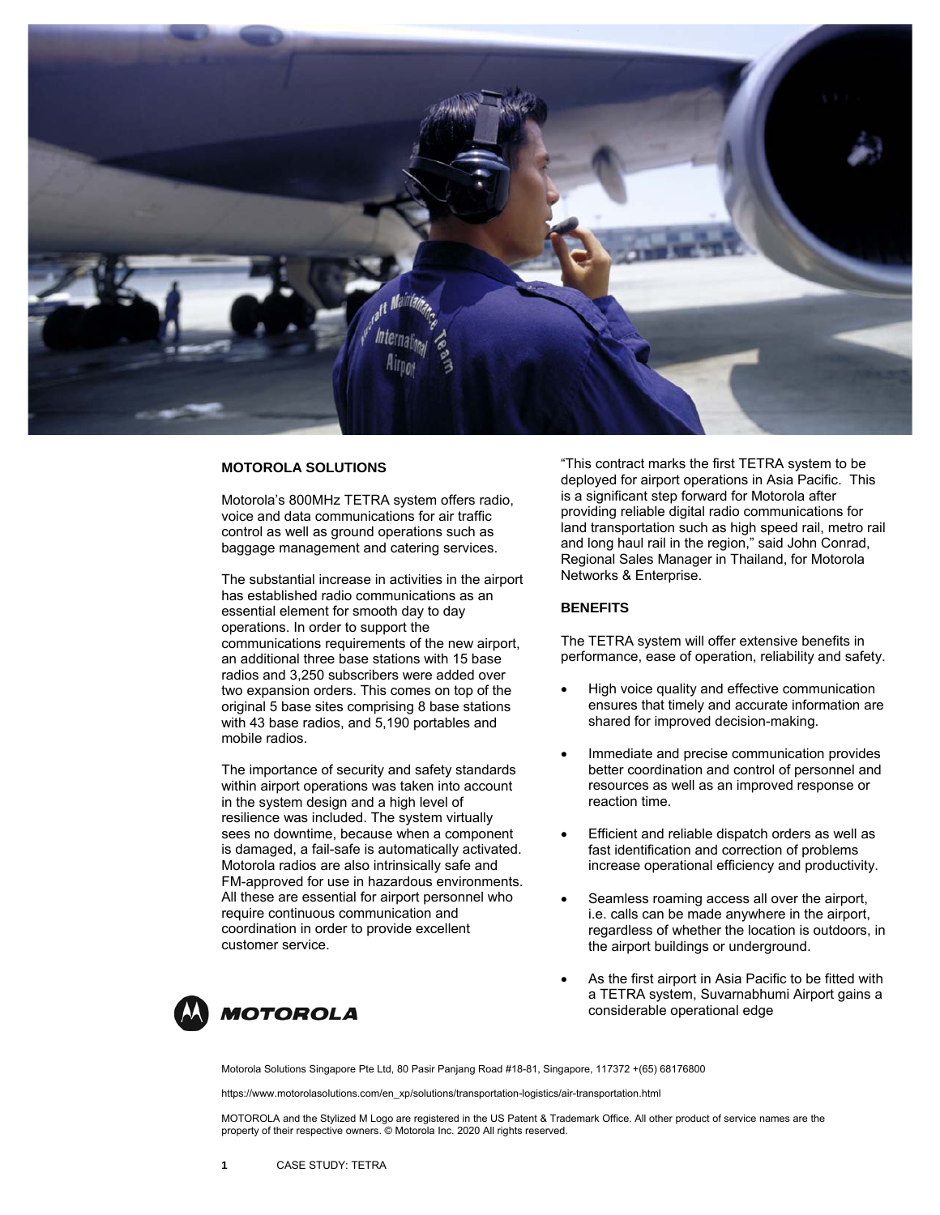## MOTOROLA SOLUTIONS

Motorola's 800MHz TETRA system offers radio, voice and data communications for air traffic control as well as ground operations such as baggage management and catering services.

The substantial increase in activities in the airport has established radio communications as an essential element for smooth day to day operations. In order to support the communications requirements of the new airport, an additional three base stations with 15 base radios and 3,250 subscribers were added over two expansion orders. This comes on top of the original 5 base sites comprising 8 base stations with 43 base radios, and 5,190 portables and mobile radios.

The importance of security and safety standards within airport operations was taken into account in the system design and a high level of resilience was included. The system virtually sees no downtime, because when a component is damaged, a fail-safe is automatically activated. Motorola radios are also intrinsically safe and FM-approved for use in hazardous environments. All these are essential for airport personnel who require continuous communication and coordination in order to provide excellent customer service.

"This contract marks the first TETRA system to be deployed for airport operations in Asia Pacific. This is a significant step forward for Motorola after providing reliable digital radio communications for land transportation such as high speed rail, metro rail and long haul rail in the region," said John Conrad, Regional Sales Manager in Thailand, for Motorola Networks & Enterprise.

## BENEFITS

The TETRA system will offer extensive benefits in performance, ease of operation, reliability and safety.

- High voice quality and effective communication ensures that timely and accurate information are shared for improved decision-making.
- Immediate and precise communication provides better coordination and control of personnel and resources as well as an improved response or reaction time.
- Efficient and reliable dispatch orders as well as fast identification and correction of problems increase operational efficiency and productivity.
- Seamless roaming access all over the airport, i.e. calls can be made anywhere in the airport, regardless of whether the location is outdoors, in the airport buildings or underground.
- As the first airport in Asia Pacific to be fitted with a TETRA system, Suvarnabhumi Airport gains a considerable operational edge

MOTOROLA

Motorola Solutions Singapore Pte Ltd, 80 Pasir Panjang Road #18-81, Singapore, 117372 +(65) 68176800

https://www.motorolasolutions.com/en_xp/solutions/transportation-logistics/air-transportation.html

MOTOROLA and the Stylized M Logo are registered in the US Patent & Trademark Office. All other product of service names are the property of their respective owners. © Motorola Inc. 2020 All rights reserved.